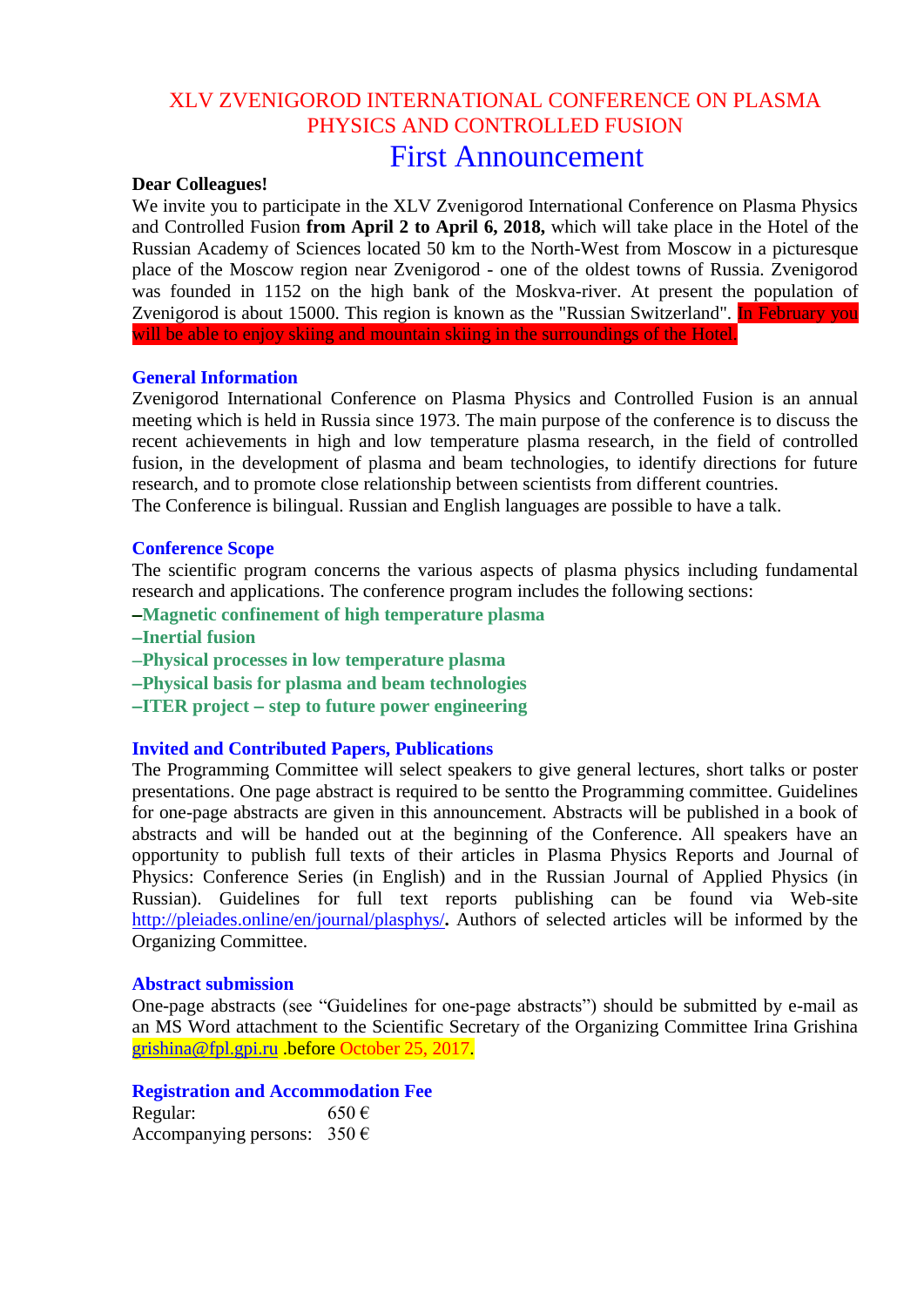# XLV ZVENIGOROD INTERNATIONAL CONFERENCE ON PLASMA PHYSICS AND CONTROLLED FUSION

## First Announcement

**Dear Colleagues!**

We invite you to participate in the XLV Zvenigorod International Conference on Plasma Physics and Controlled Fusion **from April 2 to April 6, 2018,** which will take place in the Hotel of the Russian Academy of Sciences located 50 km to the North-West from Moscow in a picturesque place of the Moscow region near Zvenigorod - one of the oldest towns of Russia. Zvenigorod was founded in 1152 on the high bank of the Moskva-river. At present the population of Zvenigorod is about 15000. This region is known as the "Russian Switzerland". In February you will be able to enjoy skiing and mountain skiing in the surroundings of the Hotel.

### General Information

Zvenigorod International Conference on Plasma Physics and Controlled Fusion is an annual meeting which is held in Russia since 1973. The main purpose of the conference is to discuss the recent achievements in high and low temperature plasma research, in the field of controlled fusion, in the development of plasma and beam technologies, to identify directions for future research, and to promote close relationship between scientists from different countries.

The Conference is bilingual. Russian and English languages are possible to have a talk.

### Conference Scope

The scientific program concerns the various aspects of plasma physics including fundamental research and applications. The conference program includes the following sections:

–**Magnetic confinement of high temperature plasma**

–**Inertial fusion**

–**Physical processes in low temperature plasma**

–**Physical basis for plasma and beam technologies**

–**ITER project – step to future power engineering**

### Invited and Contributed Papers, Publications

The Programming Committee will select speakers to give general lectures, short talks or poster presentations. One page abstract is required to be sentto the Programming committee. Guidelines for one-page abstracts are given in this announcement. Abstracts will be published in a book of abstracts and will be handed out at the beginning of the Conference. All speakers have an opportunity to publish full texts of their articles in Plasma Physics Reports and Journal of Physics: Conference Series (in English) and in the Russian Journal of Applied Physics (in Russian). Guidelines for full text reports publishing can be found via Web-site http://pleiades.online/en/journal/plasphys/**.** Authors of selected articles will be informed by the Organizing Committee.

### Abstract submission

One-page abstracts (see "Guidelines for one-page abstracts") should be submitted by e-mail as an MS Word attachment to the Scientific Secretary of the Organizing Committee Irina Grishina grishina@fpl.gpi.ru .before October 25, 2017.

### Registration and Accommodation Fee

Regular: 650 €

Accompanying persons: 350 €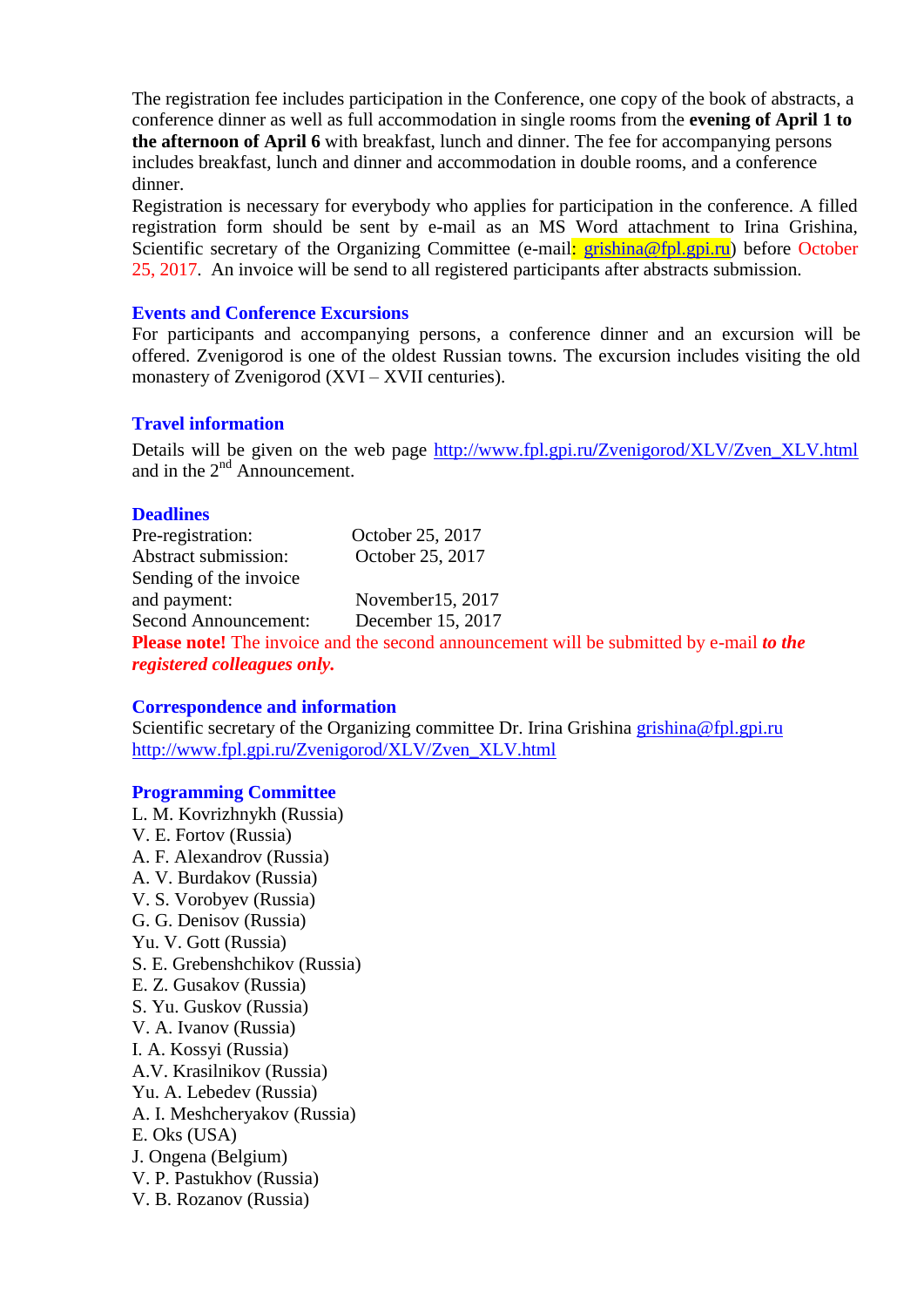The registration fee includes participation in the Conference, one copy of the book of abstracts, a conference dinner as well as full accommodation in single rooms from the **evening of April 1 to the afternoon of April 6** with breakfast, lunch and dinner. The fee for accompanying persons includes breakfast, lunch and dinner and accommodation in double rooms, and a conference dinner.

Registration is necessary for everybody who applies for participation in the conference. A filled registration form should be sent by e-mail as an MS Word attachment to Irina Grishina, Scientific secretary of the Organizing Committee (e-mail: grishina@fpl.gpi.ru) before October 25, 2017. An invoice will be send to all registered participants after abstracts submission.

## Events and Conference Excursions

For participants and accompanying persons, a conference dinner and an excursion will be offered. Zvenigorod is one of the oldest Russian towns. The excursion includes visiting the old monastery of Zvenigorod (XVI – XVII centuries).

## Travel information

Details will be given on the web page http://www.fpl.gpi.ru/Zvenigorod/XLV/Zven_XLV.html and in the 2nd Announcement.

## Deadlines

| | |
|---|---|
| Pre-registration: | October 25, 2017 |
| Abstract submission: | October 25, 2017 |
| Sending of the invoice and payment: | November15, 2017 |
| Second Announcement: | December 15, 2017 |

**Please note!** The invoice and the second announcement will be submitted by e-mail ***to the registered colleagues only.***

## Correspondence and information

Scientific secretary of the Organizing committee Dr. Irina Grishina grishina@fpl.gpi.ru
http://www.fpl.gpi.ru/Zvenigorod/XLV/Zven_XLV.html

## Programming Committee

L. M. Kovrizhnykh (Russia)
V. E. Fortov (Russia)
A. F. Alexandrov (Russia)
A. V. Burdakov (Russia)
V. S. Vorobyev (Russia)
G. G. Denisov (Russia)
Yu. V. Gott (Russia)
S. E. Grebenshchikov (Russia)
E. Z. Gusakov (Russia)
S. Yu. Guskov (Russia)
V. A. Ivanov (Russia)
I. A. Kossyi (Russia)
A.V. Krasilnikov (Russia)
Yu. A. Lebedev (Russia)
A. I. Meshcheryakov (Russia)
E. Oks (USA)
J. Ongena (Belgium)
V. P. Pastukhov (Russia)
V. B. Rozanov (Russia)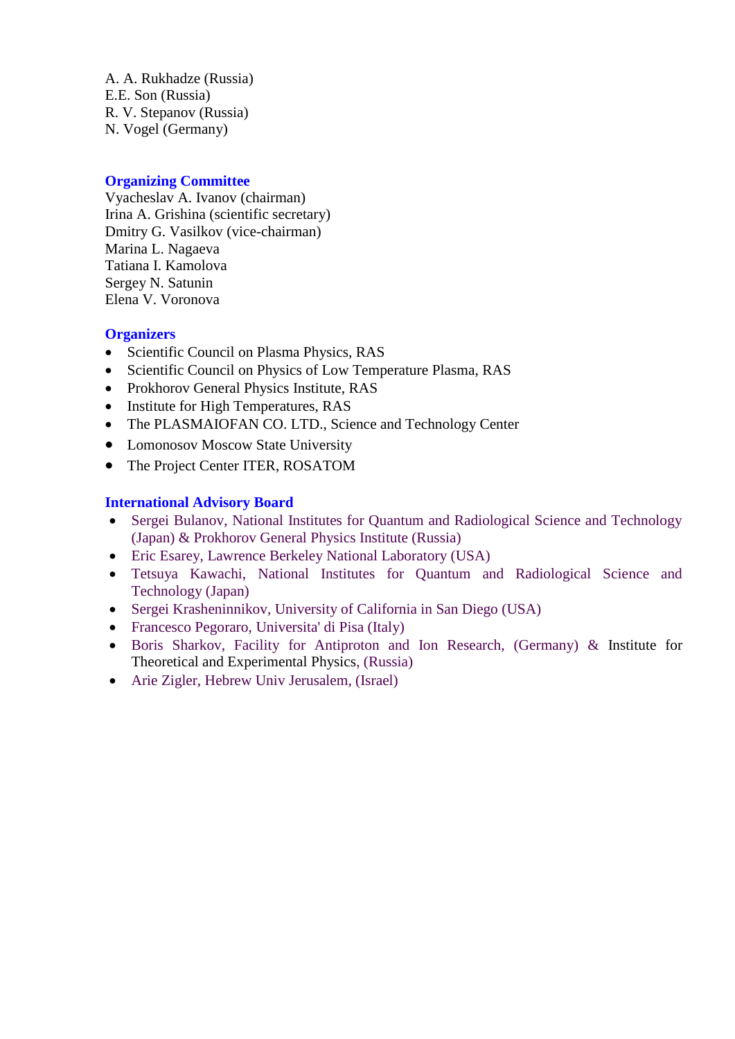A. A. Rukhadze (Russia)
E.E. Son (Russia)
R. V. Stepanov (Russia)
N. Vogel (Germany)

## Organizing Committee

Vyacheslav A. Ivanov (chairman)
Irina A. Grishina (scientific secretary)
Dmitry G. Vasilkov (vice-chairman)
Marina L. Nagaeva
Tatiana I. Kamolova
Sergey N. Satunin
Elena V. Voronova

## Organizers

- Scientific Council on Plasma Physics, RAS
- Scientific Council on Physics of Low Temperature Plasma, RAS
- Prokhorov General Physics Institute, RAS
- Institute for High Temperatures, RAS
- The PLASMAIOFAN CO. LTD., Science and Technology Center
- Lomonosov Moscow State University
- The Project Center ITER, ROSATOM

## International Advisory Board

- Sergei Bulanov, National Institutes for Quantum and Radiological Science and Technology (Japan) & Prokhorov General Physics Institute (Russia)
- Eric Esarey, Lawrence Berkeley National Laboratory (USA)
- Tetsuya Kawachi, National Institutes for Quantum and Radiological Science and Technology (Japan)
- Sergei Krasheninnikov, University of California in San Diego (USA)
- Francesco Pegoraro, Universita' di Pisa (Italy)
- Boris Sharkov, Facility for Antiproton and Ion Research, (Germany) & Institute for Theoretical and Experimental Physics, (Russia)
- Arie Zigler, Hebrew Univ Jerusalem, (Israel)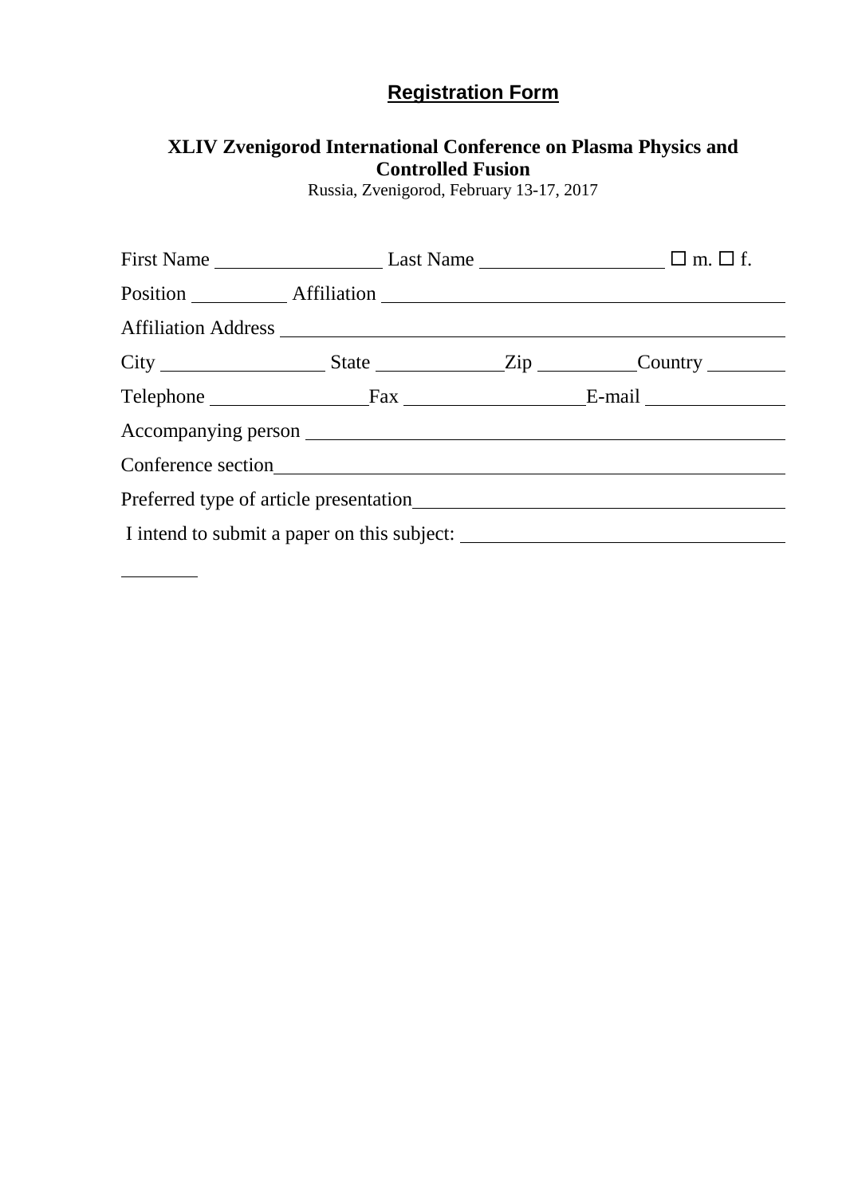## Registration Form

**XLIV Zvenigorod International Conference on Plasma Physics and Controlled Fusion**

Russia, Zvenigorod, February 13-17, 2017

First Name ________________ Last Name __________________ ☐ m. ☐ f.

Position __________ Affiliation ________________________________________

Affiliation Address ________________________________________________

City ________________ State ____________Zip __________Country ________

Telephone _______________Fax __________________E-mail ______________

Accompanying person ______________________________________________

Conference section_________________________________________________

Preferred type of article presentation_____________________________________

I intend to submit a paper on this subject: ______________________________

________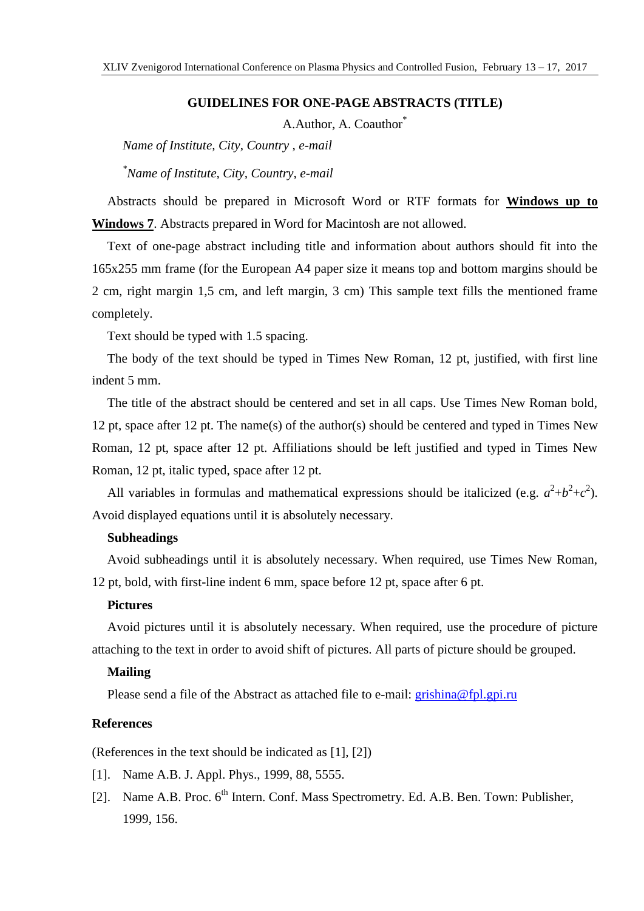## GUIDELINES FOR ONE-PAGE ABSTRACTS (TITLE)

A.Author, A. Coauthor*

*Name of Institute, City, Country , e-mail*

*Name of Institute, City, Country, e-mail*

Abstracts should be prepared in Microsoft Word or RTF formats for **Windows up to Windows 7**. Abstracts prepared in Word for Macintosh are not allowed.

Text of one-page abstract including title and information about authors should fit into the 165x255 mm frame (for the European A4 paper size it means top and bottom margins should be 2 cm, right margin 1,5 cm, and left margin, 3 cm) This sample text fills the mentioned frame completely.

Text should be typed with 1.5 spacing.

The body of the text should be typed in Times New Roman, 12 pt, justified, with first line indent 5 mm.

The title of the abstract should be centered and set in all caps. Use Times New Roman bold, 12 pt, space after 12 pt. The name(s) of the author(s) should be centered and typed in Times New Roman, 12 pt, space after 12 pt. Affiliations should be left justified and typed in Times New Roman, 12 pt, italic typed, space after 12 pt.

All variables in formulas and mathematical expressions should be italicized (e.g. $a^2+b^2+c^2$). Avoid displayed equations until it is absolutely necessary.

**Subheadings**

Avoid subheadings until it is absolutely necessary. When required, use Times New Roman, 12 pt, bold, with first-line indent 6 mm, space before 12 pt, space after 6 pt.

**Pictures**

Avoid pictures until it is absolutely necessary. When required, use the procedure of picture attaching to the text in order to avoid shift of pictures. All parts of picture should be grouped.

**Mailing**

Please send a file of the Abstract as attached file to e-mail: grishina@fpl.gpi.ru

**References**

(References in the text should be indicated as [1], [2])

[1]. Name A.B. J. Appl. Phys., 1999, 88, 5555.

[2]. Name A.B. Proc. 6th Intern. Conf. Mass Spectrometry. Ed. A.B. Ben. Town: Publisher, 1999, 156.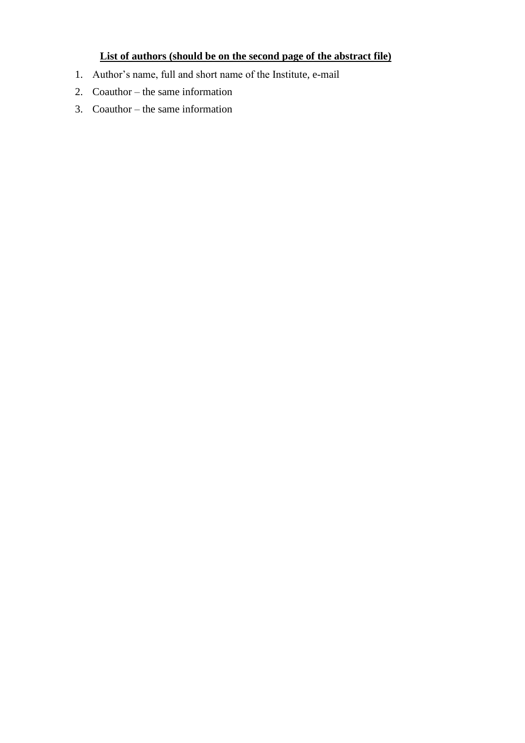**<u>List of authors (should be on the second page of the abstract file)</u>**

1. Author's name, full and short name of the Institute, e-mail
2. Coauthor – the same information
3. Coauthor – the same information